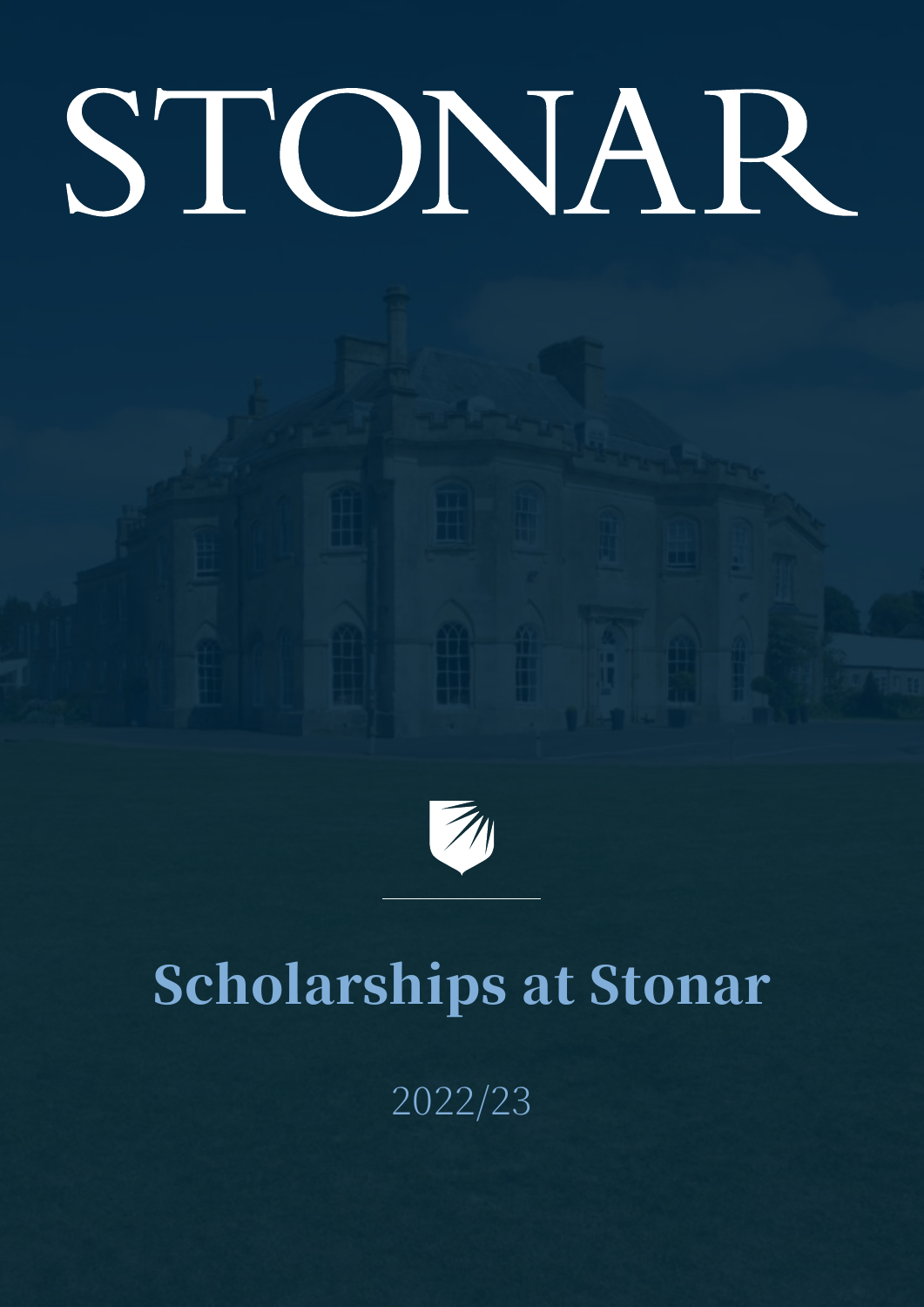# STONAR

## Scholarships at Stonar

2022/23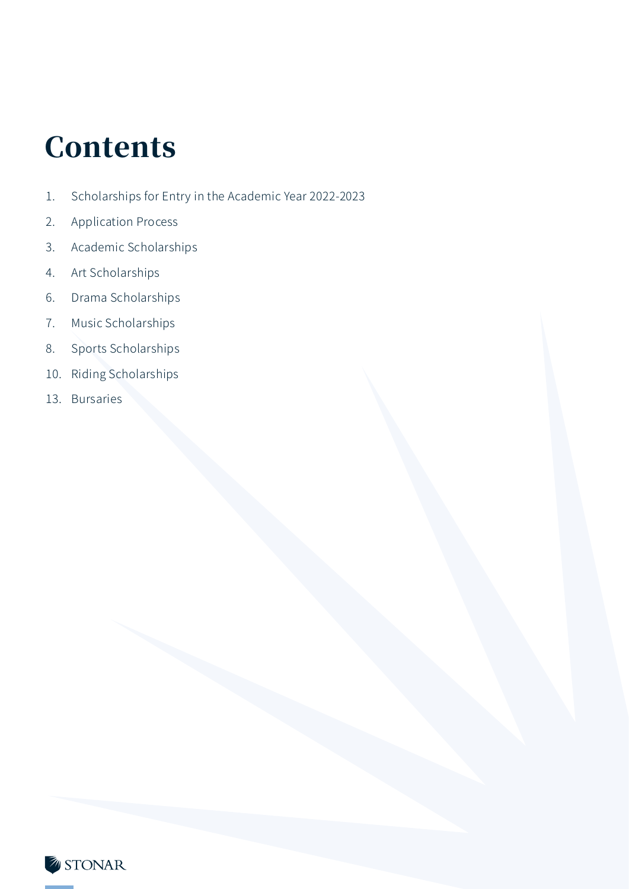# Contents

1. Scholarships for Entry in the Academic Year 2022-2023
2. Application Process
3. Academic Scholarships
4. Art Scholarships
6. Drama Scholarships
7. Music Scholarships
8. Sports Scholarships
10. Riding Scholarships
13. Bursaries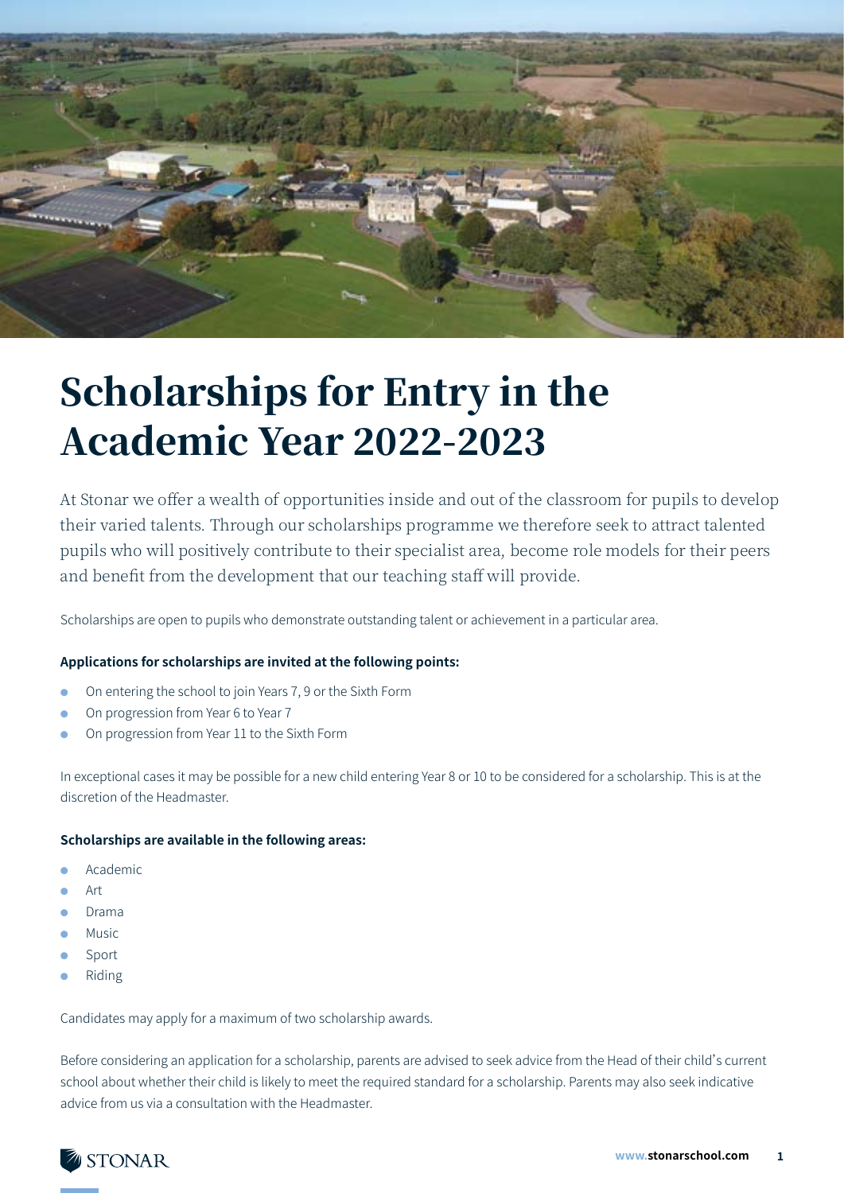# Scholarships for Entry in the Academic Year 2022-2023

At Stonar we offer a wealth of opportunities inside and out of the classroom for pupils to develop their varied talents. Through our scholarships programme we therefore seek to attract talented pupils who will positively contribute to their specialist area, become role models for their peers and benefit from the development that our teaching staff will provide.

Scholarships are open to pupils who demonstrate outstanding talent or achievement in a particular area.

**Applications for scholarships are invited at the following points:**

- On entering the school to join Years 7, 9 or the Sixth Form
- On progression from Year 6 to Year 7
- On progression from Year 11 to the Sixth Form

In exceptional cases it may be possible for a new child entering Year 8 or 10 to be considered for a scholarship. This is at the discretion of the Headmaster.

**Scholarships are available in the following areas:**

- Academic
- Art
- Drama
- Music
- Sport
- Riding

Candidates may apply for a maximum of two scholarship awards.

Before considering an application for a scholarship, parents are advised to seek advice from the Head of their child's current school about whether their child is likely to meet the required standard for a scholarship. Parents may also seek indicative advice from us via a consultation with the Headmaster.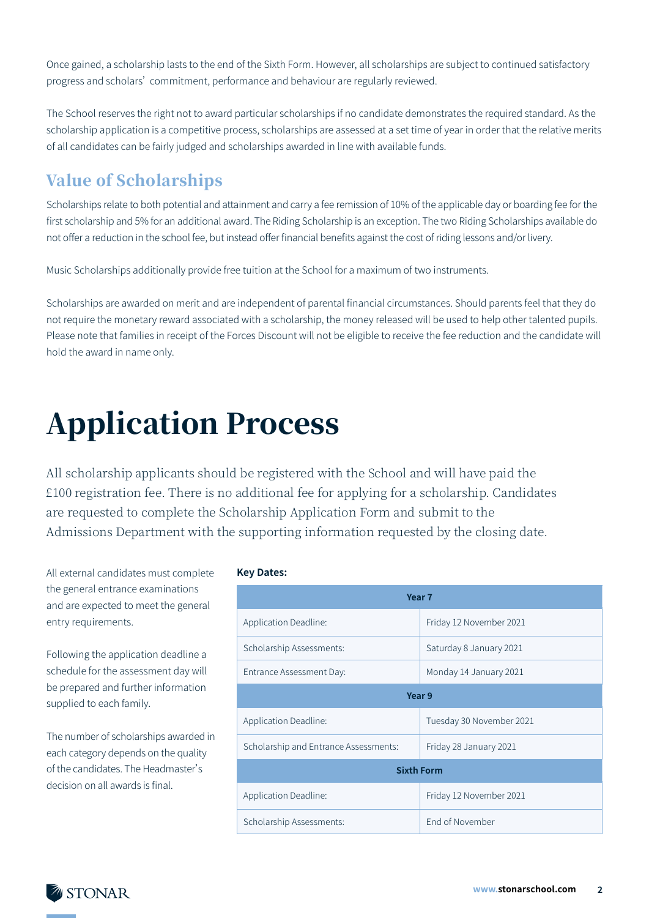Once gained, a scholarship lasts to the end of the Sixth Form. However, all scholarships are subject to continued satisfactory progress and scholars' commitment, performance and behaviour are regularly reviewed.

The School reserves the right not to award particular scholarships if no candidate demonstrates the required standard. As the scholarship application is a competitive process, scholarships are assessed at a set time of year in order that the relative merits of all candidates can be fairly judged and scholarships awarded in line with available funds.

## Value of Scholarships

Scholarships relate to both potential and attainment and carry a fee remission of 10% of the applicable day or boarding fee for the first scholarship and 5% for an additional award. The Riding Scholarship is an exception. The two Riding Scholarships available do not offer a reduction in the school fee, but instead offer financial benefits against the cost of riding lessons and/or livery.

Music Scholarships additionally provide free tuition at the School for a maximum of two instruments.

Scholarships are awarded on merit and are independent of parental financial circumstances. Should parents feel that they do not require the monetary reward associated with a scholarship, the money released will be used to help other talented pupils. Please note that families in receipt of the Forces Discount will not be eligible to receive the fee reduction and the candidate will hold the award in name only.

# Application Process

All scholarship applicants should be registered with the School and will have paid the £100 registration fee. There is no additional fee for applying for a scholarship. Candidates are requested to complete the Scholarship Application Form and submit to the Admissions Department with the supporting information requested by the closing date.

All external candidates must complete the general entrance examinations and are expected to meet the general entry requirements.

Following the application deadline a schedule for the assessment day will be prepared and further information supplied to each family.

The number of scholarships awarded in each category depends on the quality of the candidates. The Headmaster's decision on all awards is final.

**Key Dates:**

| Year 7 | |
|---|---|
| Application Deadline: | Friday 12 November 2021 |
| Scholarship Assessments: | Saturday 8 January 2021 |
| Entrance Assessment Day: | Monday 14 January 2021 |
| **Year 9** | |
| Application Deadline: | Tuesday 30 November 2021 |
| Scholarship and Entrance Assessments: | Friday 28 January 2021 |
| **Sixth Form** | |
| Application Deadline: | Friday 12 November 2021 |
| Scholarship Assessments: | End of November |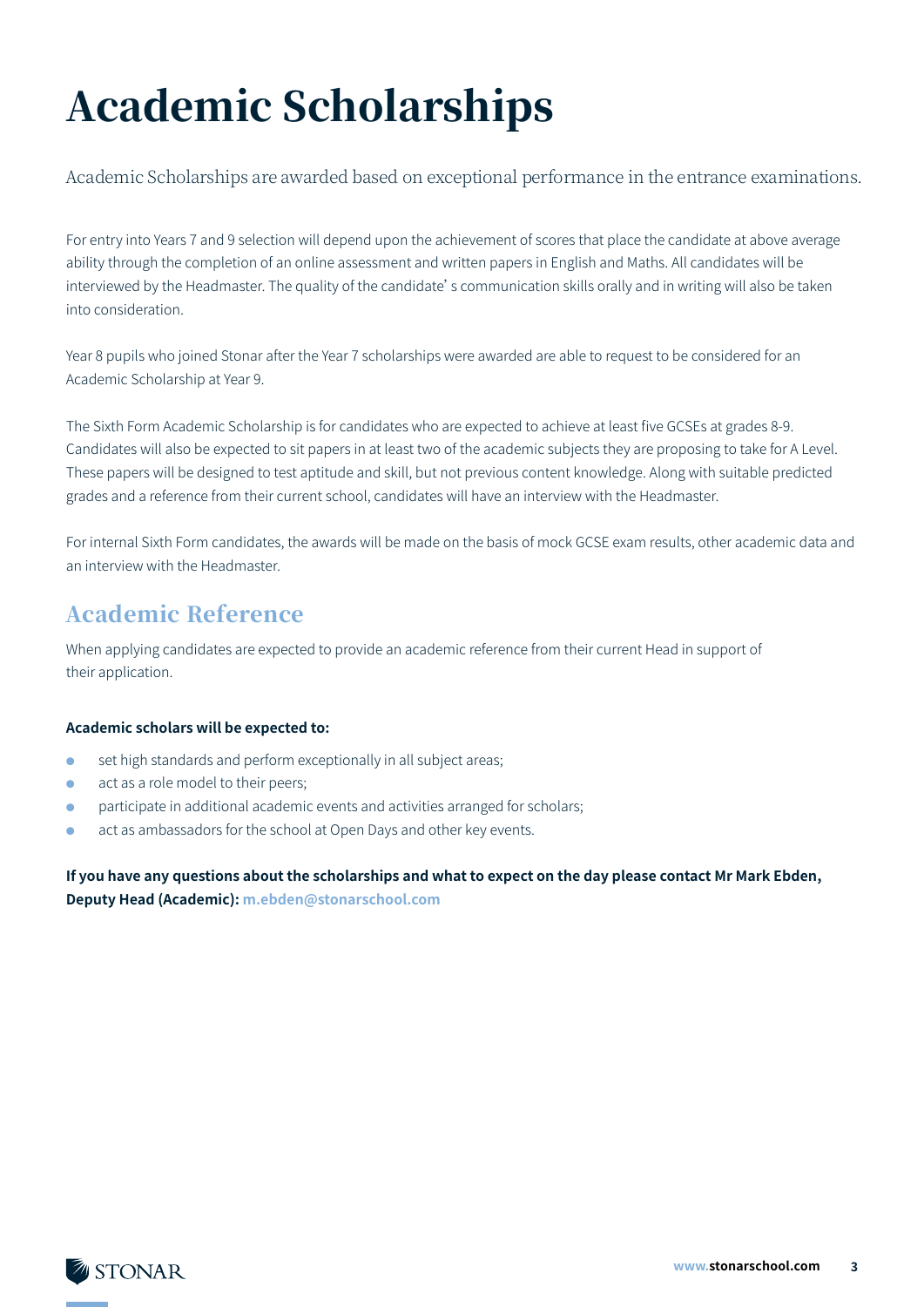# Academic Scholarships

Academic Scholarships are awarded based on exceptional performance in the entrance examinations.

For entry into Years 7 and 9 selection will depend upon the achievement of scores that place the candidate at above average ability through the completion of an online assessment and written papers in English and Maths. All candidates will be interviewed by the Headmaster. The quality of the candidate's communication skills orally and in writing will also be taken into consideration.

Year 8 pupils who joined Stonar after the Year 7 scholarships were awarded are able to request to be considered for an Academic Scholarship at Year 9.

The Sixth Form Academic Scholarship is for candidates who are expected to achieve at least five GCSEs at grades 8-9. Candidates will also be expected to sit papers in at least two of the academic subjects they are proposing to take for A Level. These papers will be designed to test aptitude and skill, but not previous content knowledge. Along with suitable predicted grades and a reference from their current school, candidates will have an interview with the Headmaster.

For internal Sixth Form candidates, the awards will be made on the basis of mock GCSE exam results, other academic data and an interview with the Headmaster.

## Academic Reference

When applying candidates are expected to provide an academic reference from their current Head in support of their application.

**Academic scholars will be expected to:**

- set high standards and perform exceptionally in all subject areas;
- act as a role model to their peers;
- participate in additional academic events and activities arranged for scholars;
- act as ambassadors for the school at Open Days and other key events.

**If you have any questions about the scholarships and what to expect on the day please contact Mr Mark Ebden, Deputy Head (Academic): m.ebden@stonarschool.com**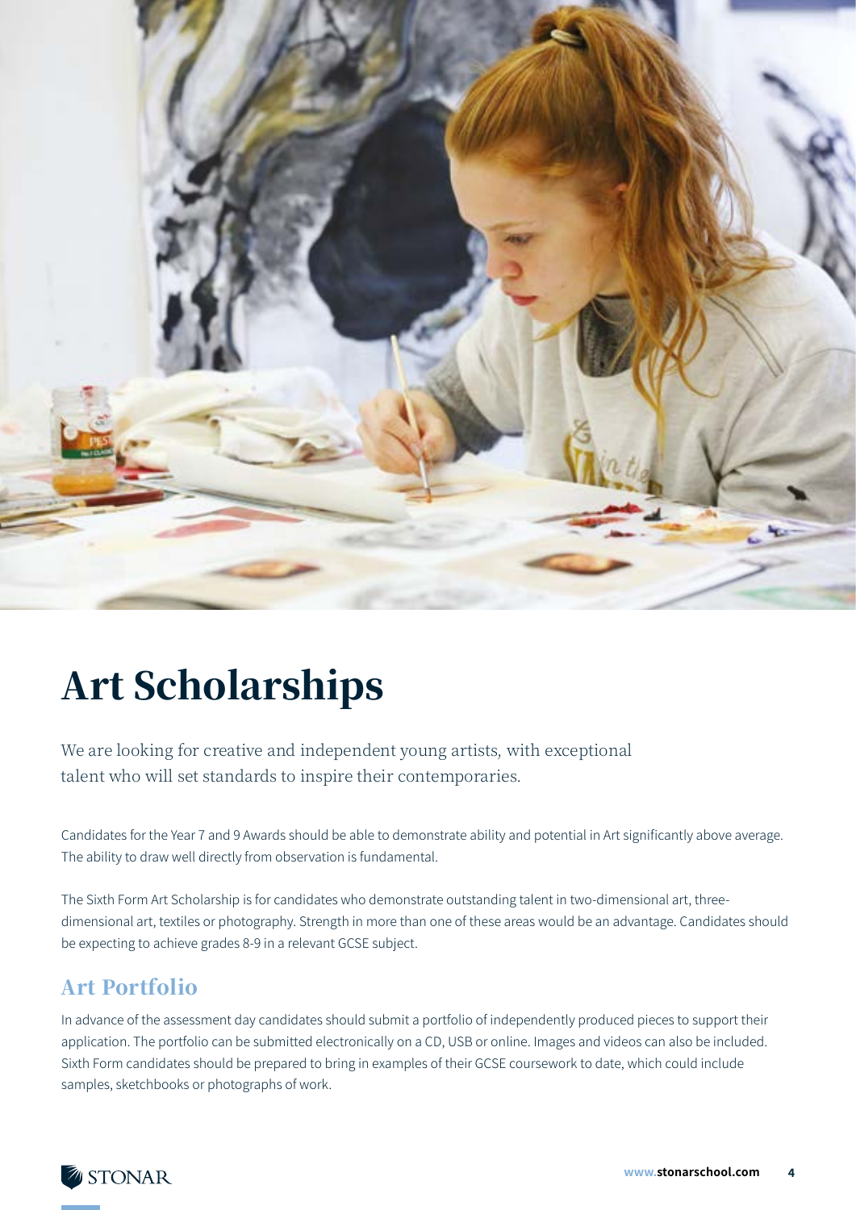# Art Scholarships

We are looking for creative and independent young artists, with exceptional talent who will set standards to inspire their contemporaries.

Candidates for the Year 7 and 9 Awards should be able to demonstrate ability and potential in Art significantly above average. The ability to draw well directly from observation is fundamental.

The Sixth Form Art Scholarship is for candidates who demonstrate outstanding talent in two-dimensional art, three-dimensional art, textiles or photography. Strength in more than one of these areas would be an advantage. Candidates should be expecting to achieve grades 8-9 in a relevant GCSE subject.

## Art Portfolio

In advance of the assessment day candidates should submit a portfolio of independently produced pieces to support their application. The portfolio can be submitted electronically on a CD, USB or online. Images and videos can also be included. Sixth Form candidates should be prepared to bring in examples of their GCSE coursework to date, which could include samples, sketchbooks or photographs of work.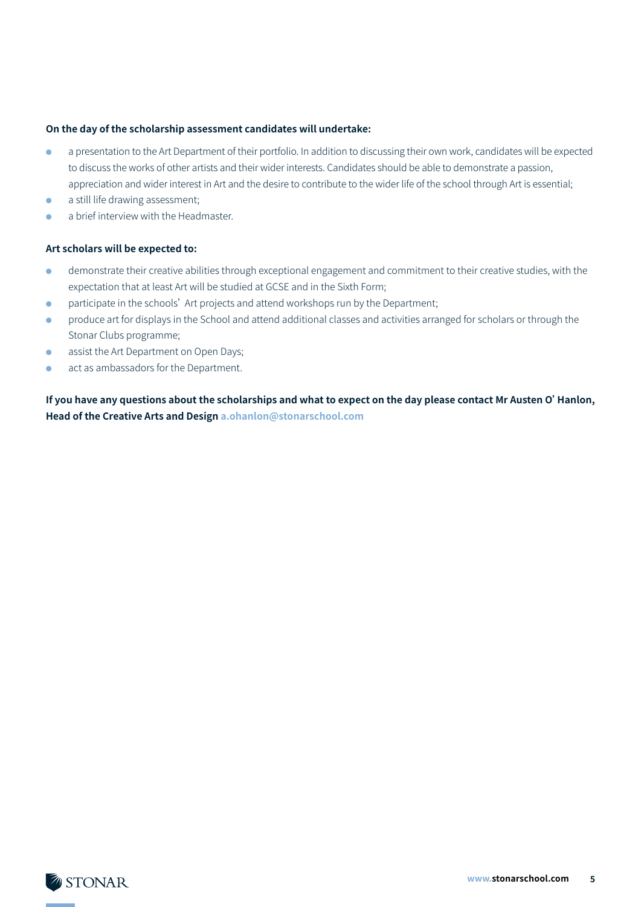**On the day of the scholarship assessment candidates will undertake:**

- a presentation to the Art Department of their portfolio. In addition to discussing their own work, candidates will be expected to discuss the works of other artists and their wider interests. Candidates should be able to demonstrate a passion, appreciation and wider interest in Art and the desire to contribute to the wider life of the school through Art is essential;
- a still life drawing assessment;
- a brief interview with the Headmaster.

**Art scholars will be expected to:**

- demonstrate their creative abilities through exceptional engagement and commitment to their creative studies, with the expectation that at least Art will be studied at GCSE and in the Sixth Form;
- participate in the schools' Art projects and attend workshops run by the Department;
- produce art for displays in the School and attend additional classes and activities arranged for scholars or through the Stonar Clubs programme;
- assist the Art Department on Open Days;
- act as ambassadors for the Department.

**If you have any questions about the scholarships and what to expect on the day please contact Mr Austen O' Hanlon, Head of the Creative Arts and Design a.ohanlon@stonarschool.com**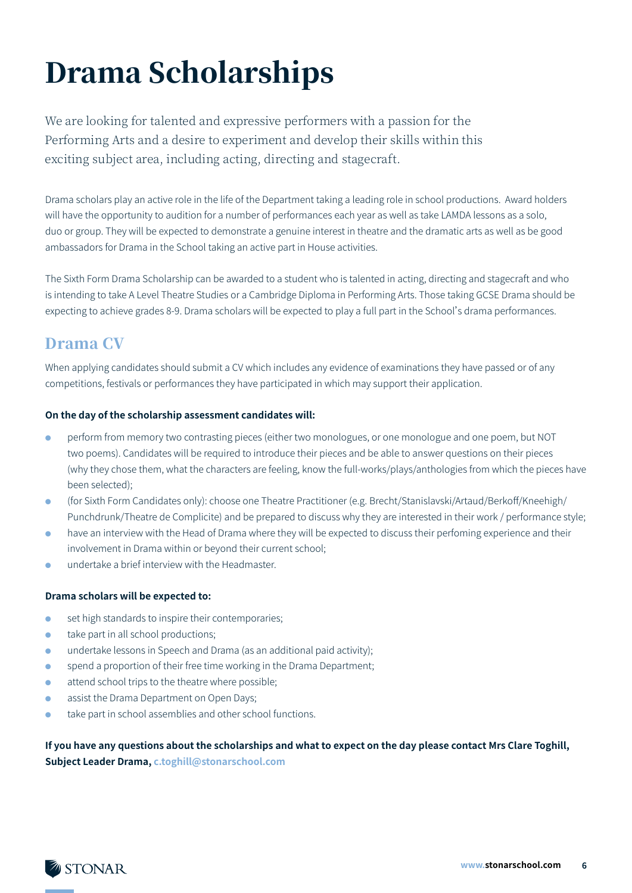# Drama Scholarships

We are looking for talented and expressive performers with a passion for the Performing Arts and a desire to experiment and develop their skills within this exciting subject area, including acting, directing and stagecraft.

Drama scholars play an active role in the life of the Department taking a leading role in school productions. Award holders will have the opportunity to audition for a number of performances each year as well as take LAMDA lessons as a solo, duo or group. They will be expected to demonstrate a genuine interest in theatre and the dramatic arts as well as be good ambassadors for Drama in the School taking an active part in House activities.

The Sixth Form Drama Scholarship can be awarded to a student who is talented in acting, directing and stagecraft and who is intending to take A Level Theatre Studies or a Cambridge Diploma in Performing Arts. Those taking GCSE Drama should be expecting to achieve grades 8-9. Drama scholars will be expected to play a full part in the School's drama performances.

## Drama CV

When applying candidates should submit a CV which includes any evidence of examinations they have passed or of any competitions, festivals or performances they have participated in which may support their application.

**On the day of the scholarship assessment candidates will:**

- perform from memory two contrasting pieces (either two monologues, or one monologue and one poem, but NOT two poems). Candidates will be required to introduce their pieces and be able to answer questions on their pieces (why they chose them, what the characters are feeling, know the full-works/plays/anthologies from which the pieces have been selected);
- (for Sixth Form Candidates only): choose one Theatre Practitioner (e.g. Brecht/Stanislavski/Artaud/Berkoff/Kneehigh/Punchdrunk/Theatre de Complicite) and be prepared to discuss why they are interested in their work / performance style;
- have an interview with the Head of Drama where they will be expected to discuss their perfoming experience and their involvement in Drama within or beyond their current school;
- undertake a brief interview with the Headmaster.

**Drama scholars will be expected to:**

- set high standards to inspire their contemporaries;
- take part in all school productions;
- undertake lessons in Speech and Drama (as an additional paid activity);
- spend a proportion of their free time working in the Drama Department;
- attend school trips to the theatre where possible;
- assist the Drama Department on Open Days;
- take part in school assemblies and other school functions.

**If you have any questions about the scholarships and what to expect on the day please contact Mrs Clare Toghill, Subject Leader Drama, c.toghill@stonarschool.com**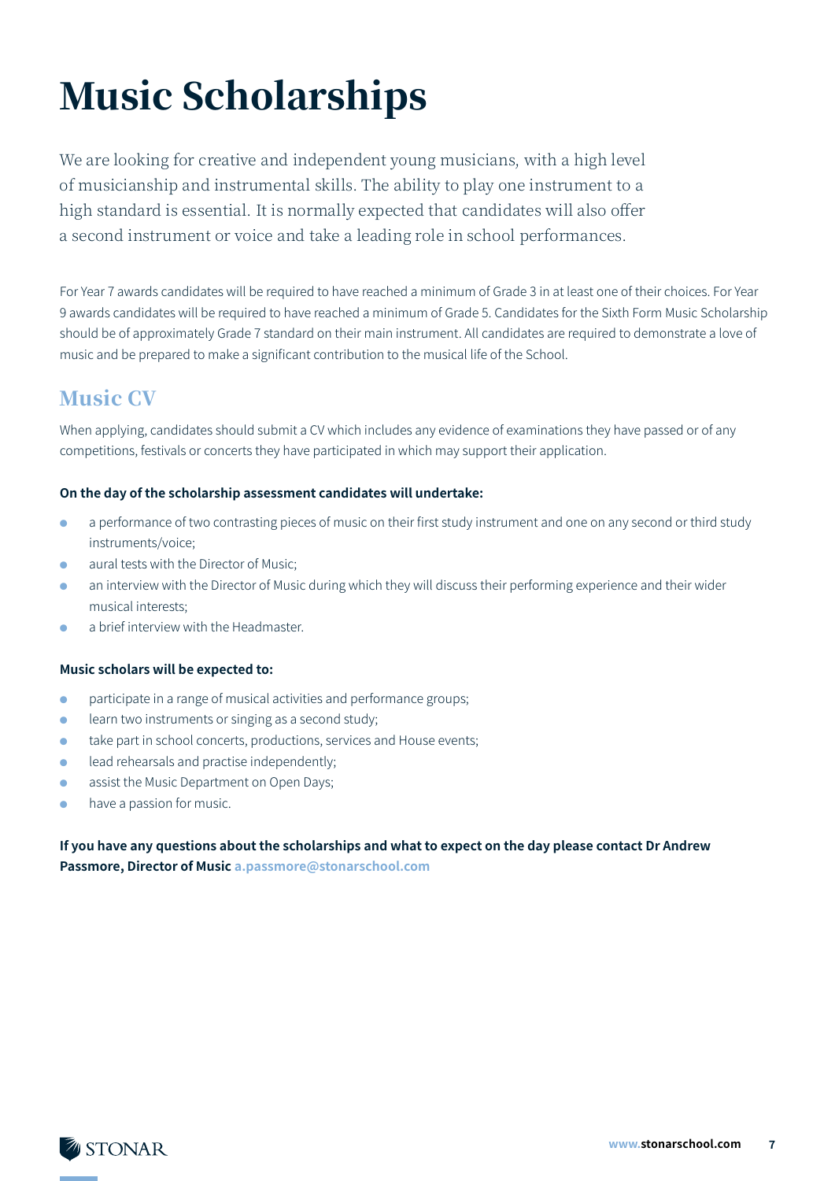# Music Scholarships

We are looking for creative and independent young musicians, with a high level of musicianship and instrumental skills. The ability to play one instrument to a high standard is essential. It is normally expected that candidates will also offer a second instrument or voice and take a leading role in school performances.

For Year 7 awards candidates will be required to have reached a minimum of Grade 3 in at least one of their choices. For Year 9 awards candidates will be required to have reached a minimum of Grade 5. Candidates for the Sixth Form Music Scholarship should be of approximately Grade 7 standard on their main instrument. All candidates are required to demonstrate a love of music and be prepared to make a significant contribution to the musical life of the School.

## Music CV

When applying, candidates should submit a CV which includes any evidence of examinations they have passed or of any competitions, festivals or concerts they have participated in which may support their application.

**On the day of the scholarship assessment candidates will undertake:**

- a performance of two contrasting pieces of music on their first study instrument and one on any second or third study instruments/voice;
- aural tests with the Director of Music;
- an interview with the Director of Music during which they will discuss their performing experience and their wider musical interests;
- a brief interview with the Headmaster.

**Music scholars will be expected to:**

- participate in a range of musical activities and performance groups;
- learn two instruments or singing as a second study;
- take part in school concerts, productions, services and House events;
- lead rehearsals and practise independently;
- assist the Music Department on Open Days;
- have a passion for music.

**If you have any questions about the scholarships and what to expect on the day please contact Dr Andrew Passmore, Director of Music a.passmore@stonarschool.com**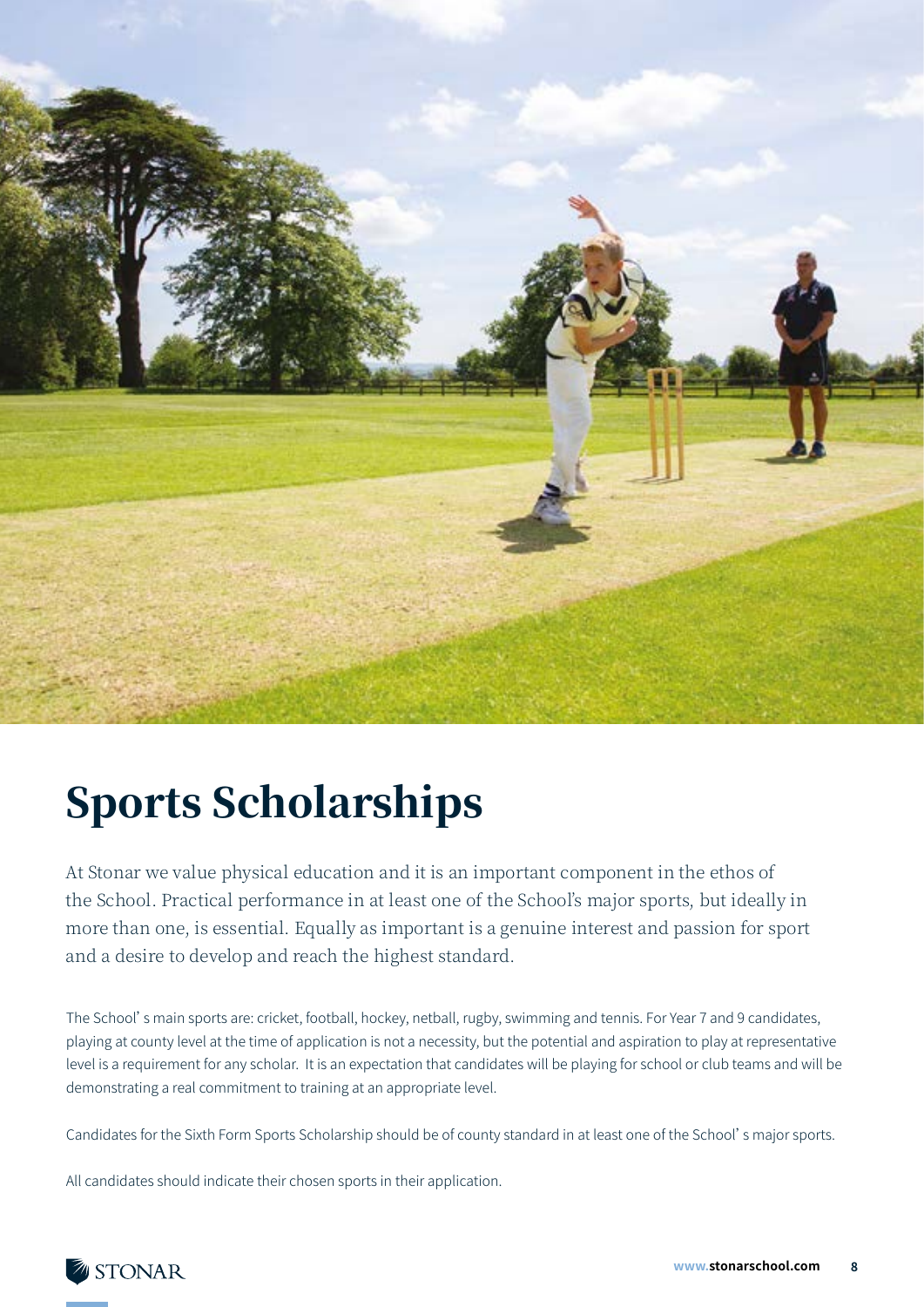# Sports Scholarships

At Stonar we value physical education and it is an important component in the ethos of the School. Practical performance in at least one of the School's major sports, but ideally in more than one, is essential. Equally as important is a genuine interest and passion for sport and a desire to develop and reach the highest standard.

The School's main sports are: cricket, football, hockey, netball, rugby, swimming and tennis. For Year 7 and 9 candidates, playing at county level at the time of application is not a necessity, but the potential and aspiration to play at representative level is a requirement for any scholar. It is an expectation that candidates will be playing for school or club teams and will be demonstrating a real commitment to training at an appropriate level.

Candidates for the Sixth Form Sports Scholarship should be of county standard in at least one of the School's major sports.

All candidates should indicate their chosen sports in their application.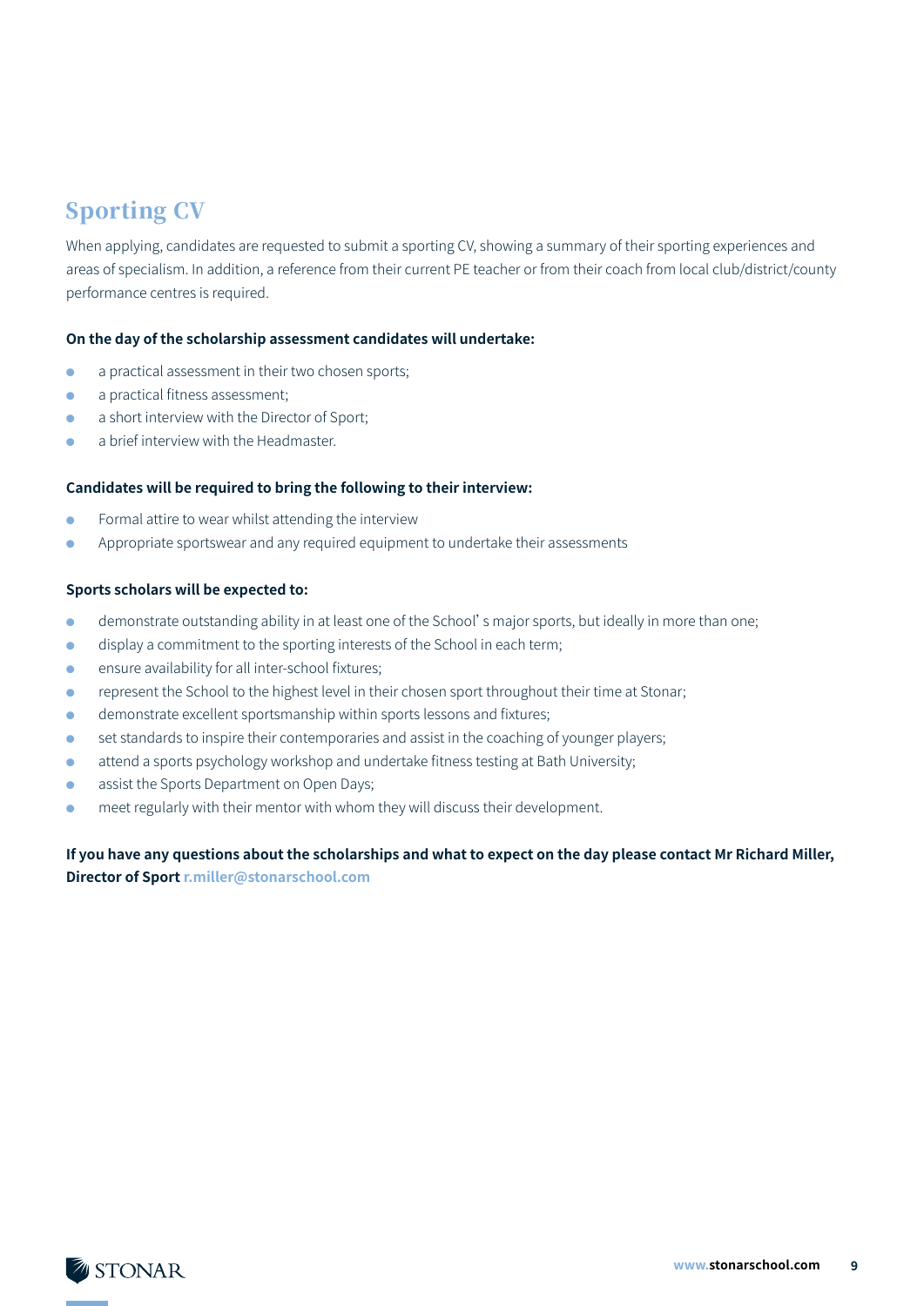## Sporting CV

When applying, candidates are requested to submit a sporting CV, showing a summary of their sporting experiences and areas of specialism. In addition, a reference from their current PE teacher or from their coach from local club/district/county performance centres is required.

**On the day of the scholarship assessment candidates will undertake:**

- a practical assessment in their two chosen sports;
- a practical fitness assessment;
- a short interview with the Director of Sport;
- a brief interview with the Headmaster.

**Candidates will be required to bring the following to their interview:**

- Formal attire to wear whilst attending the interview
- Appropriate sportswear and any required equipment to undertake their assessments

**Sports scholars will be expected to:**

- demonstrate outstanding ability in at least one of the School's major sports, but ideally in more than one;
- display a commitment to the sporting interests of the School in each term;
- ensure availability for all inter-school fixtures;
- represent the School to the highest level in their chosen sport throughout their time at Stonar;
- demonstrate excellent sportsmanship within sports lessons and fixtures;
- set standards to inspire their contemporaries and assist in the coaching of younger players;
- attend a sports psychology workshop and undertake fitness testing at Bath University;
- assist the Sports Department on Open Days;
- meet regularly with their mentor with whom they will discuss their development.

**If you have any questions about the scholarships and what to expect on the day please contact Mr Richard Miller, Director of Sport** r.miller@stonarschool.com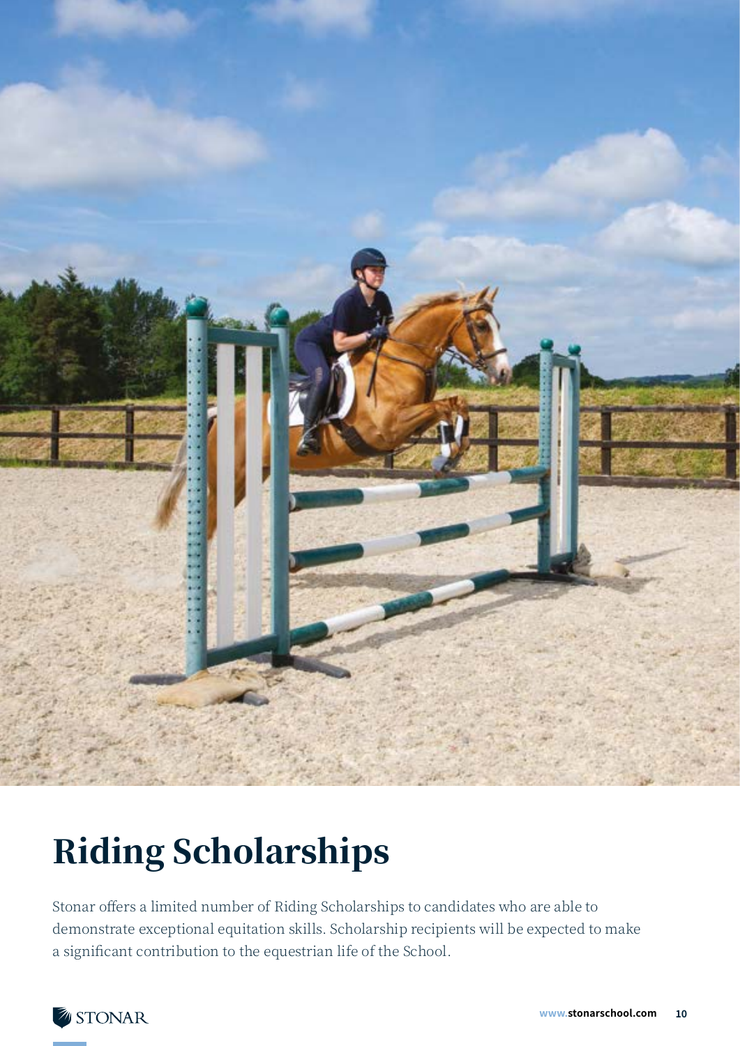# Riding Scholarships

Stonar offers a limited number of Riding Scholarships to candidates who are able to demonstrate exceptional equitation skills. Scholarship recipients will be expected to make a significant contribution to the equestrian life of the School.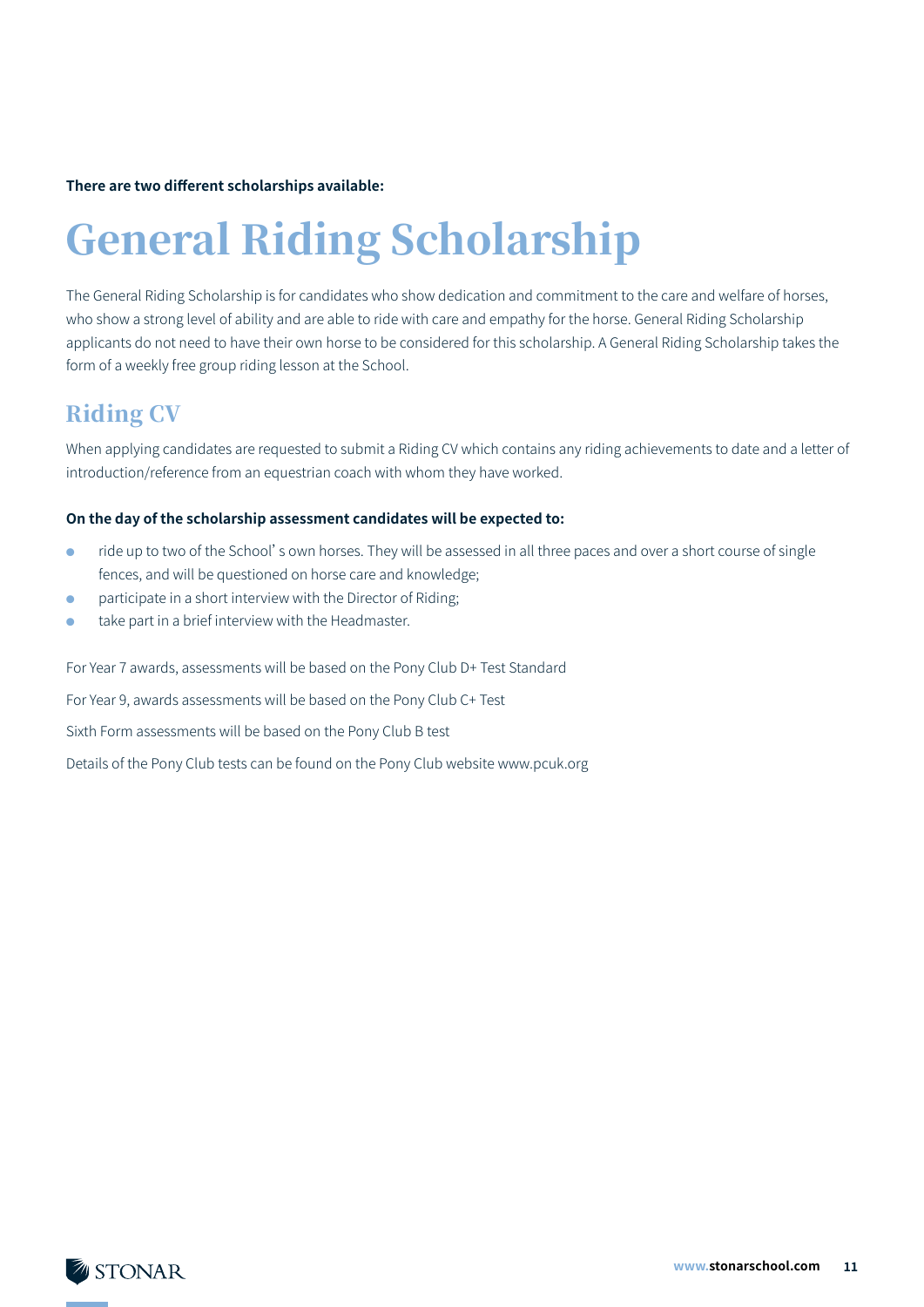**There are two different scholarships available:**

# General Riding Scholarship

The General Riding Scholarship is for candidates who show dedication and commitment to the care and welfare of horses, who show a strong level of ability and are able to ride with care and empathy for the horse. General Riding Scholarship applicants do not need to have their own horse to be considered for this scholarship. A General Riding Scholarship takes the form of a weekly free group riding lesson at the School.

## Riding CV

When applying candidates are requested to submit a Riding CV which contains any riding achievements to date and a letter of introduction/reference from an equestrian coach with whom they have worked.

**On the day of the scholarship assessment candidates will be expected to:**

- ride up to two of the School' s own horses. They will be assessed in all three paces and over a short course of single fences, and will be questioned on horse care and knowledge;
- participate in a short interview with the Director of Riding;
- take part in a brief interview with the Headmaster.

For Year 7 awards, assessments will be based on the Pony Club D+ Test Standard

For Year 9, awards assessments will be based on the Pony Club C+ Test

Sixth Form assessments will be based on the Pony Club B test

Details of the Pony Club tests can be found on the Pony Club website www.pcuk.org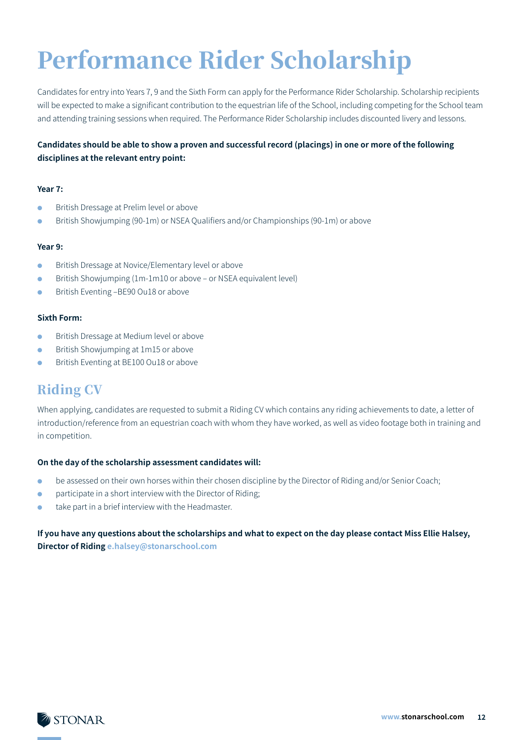# Performance Rider Scholarship

Candidates for entry into Years 7, 9 and the Sixth Form can apply for the Performance Rider Scholarship. Scholarship recipients will be expected to make a significant contribution to the equestrian life of the School, including competing for the School team and attending training sessions when required. The Performance Rider Scholarship includes discounted livery and lessons.

**Candidates should be able to show a proven and successful record (placings) in one or more of the following disciplines at the relevant entry point:**

**Year 7:**

- British Dressage at Prelim level or above
- British Showjumping (90-1m) or NSEA Qualifiers and/or Championships (90-1m) or above

**Year 9:**

- British Dressage at Novice/Elementary level or above
- British Showjumping (1m-1m10 or above – or NSEA equivalent level)
- British Eventing –BE90 Ou18 or above

**Sixth Form:**

- British Dressage at Medium level or above
- British Showjumping at 1m15 or above
- British Eventing at BE100 Ou18 or above

## Riding CV

When applying, candidates are requested to submit a Riding CV which contains any riding achievements to date, a letter of introduction/reference from an equestrian coach with whom they have worked, as well as video footage both in training and in competition.

**On the day of the scholarship assessment candidates will:**

- be assessed on their own horses within their chosen discipline by the Director of Riding and/or Senior Coach;
- participate in a short interview with the Director of Riding;
- take part in a brief interview with the Headmaster.

**If you have any questions about the scholarships and what to expect on the day please contact Miss Ellie Halsey, Director of Riding** **e.halsey@stonarschool.com**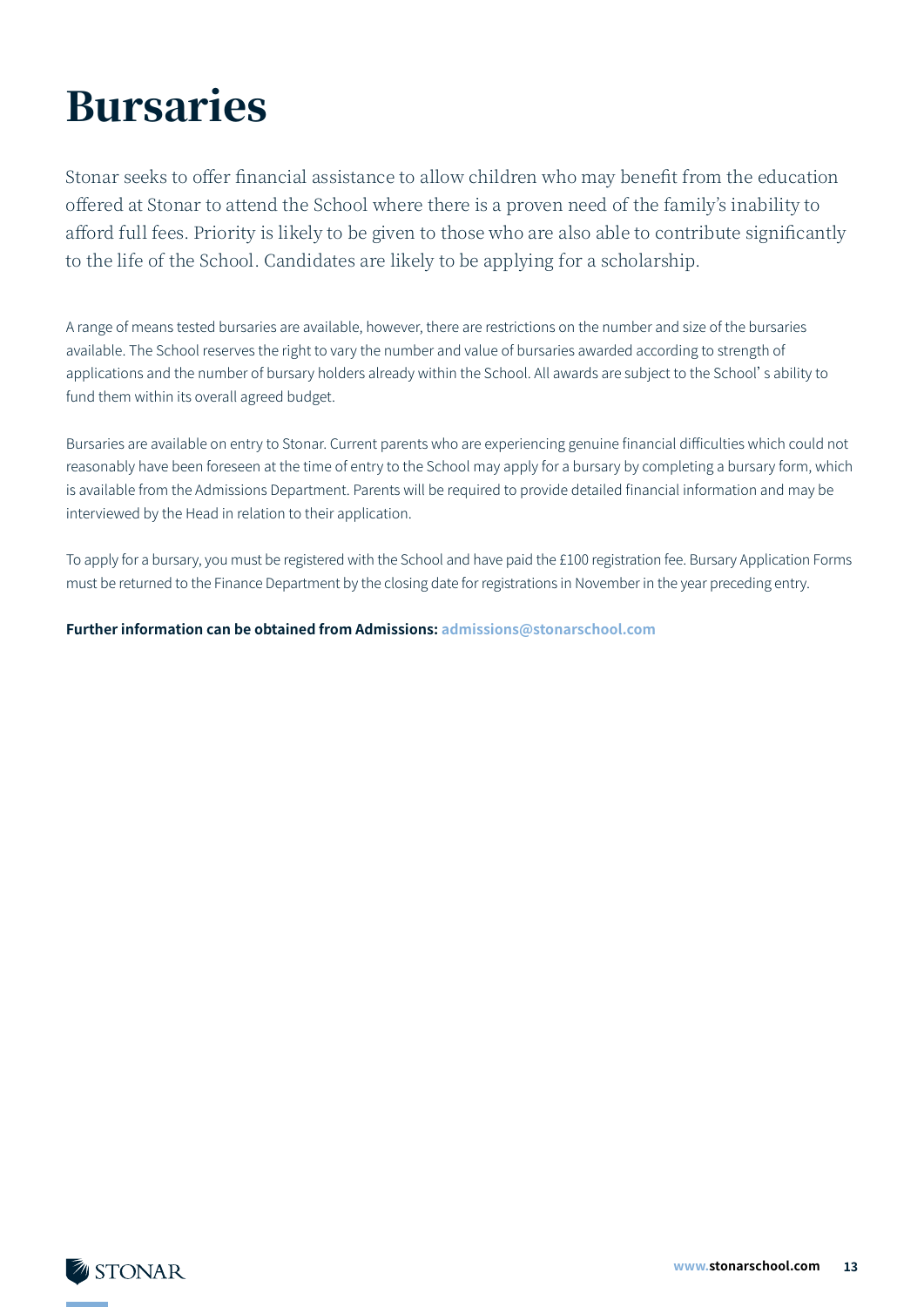# Bursaries

Stonar seeks to offer financial assistance to allow children who may benefit from the education offered at Stonar to attend the School where there is a proven need of the family's inability to afford full fees. Priority is likely to be given to those who are also able to contribute significantly to the life of the School. Candidates are likely to be applying for a scholarship.

A range of means tested bursaries are available, however, there are restrictions on the number and size of the bursaries available. The School reserves the right to vary the number and value of bursaries awarded according to strength of applications and the number of bursary holders already within the School. All awards are subject to the School' s ability to fund them within its overall agreed budget.

Bursaries are available on entry to Stonar. Current parents who are experiencing genuine financial difficulties which could not reasonably have been foreseen at the time of entry to the School may apply for a bursary by completing a bursary form, which is available from the Admissions Department. Parents will be required to provide detailed financial information and may be interviewed by the Head in relation to their application.

To apply for a bursary, you must be registered with the School and have paid the £100 registration fee. Bursary Application Forms must be returned to the Finance Department by the closing date for registrations in November in the year preceding entry.

**Further information can be obtained from Admissions: admissions@stonarschool.com**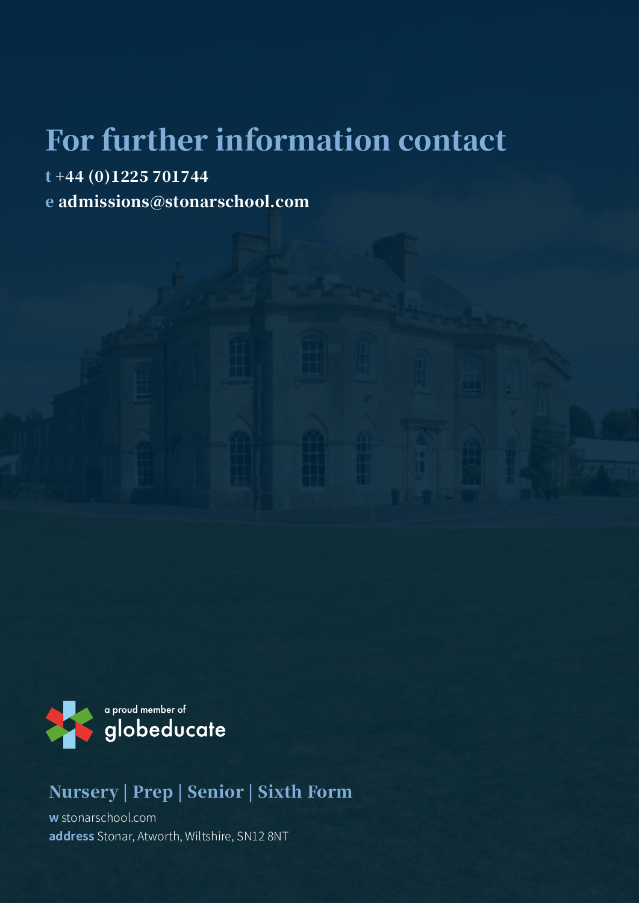# For further information contact

**t** **+44 (0)1225 701744**

**e** **admissions@stonarschool.com**

a proud member of
globeducate

**Nursery | Prep | Senior | Sixth Form**

**w** stonarschool.com

**address** Stonar, Atworth, Wiltshire, SN12 8NT